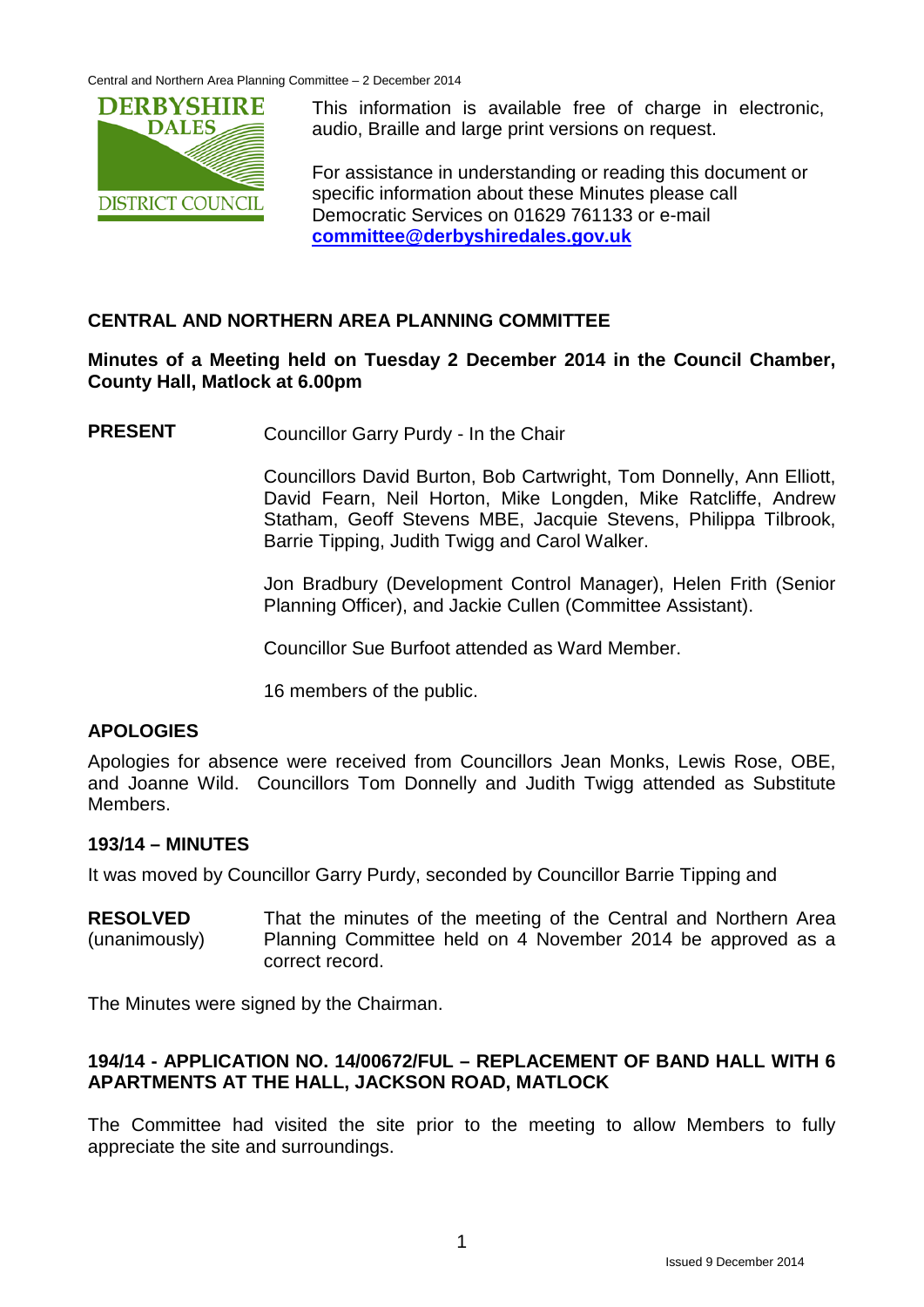DERBYSHIRE DALES DISTRICT COUNCIL

This information is available free of charge in electronic, audio, Braille and large print versions on request.

For assistance in understanding or reading this document or specific information about these Minutes please call Democratic Services on 01629 761133 or e-mail **committee@derbyshiredales.gov.uk**

## CENTRAL AND NORTHERN AREA PLANNING COMMITTEE

**Minutes of a Meeting held on Tuesday 2 December 2014 in the Council Chamber, County Hall, Matlock at 6.00pm**

**PRESENT**

Councillor Garry Purdy - In the Chair

Councillors David Burton, Bob Cartwright, Tom Donnelly, Ann Elliott, David Fearn, Neil Horton, Mike Longden, Mike Ratcliffe, Andrew Statham, Geoff Stevens MBE, Jacquie Stevens, Philippa Tilbrook, Barrie Tipping, Judith Twigg and Carol Walker.

Jon Bradbury (Development Control Manager), Helen Frith (Senior Planning Officer), and Jackie Cullen (Committee Assistant).

Councillor Sue Burfoot attended as Ward Member.

16 members of the public.

### APOLOGIES

Apologies for absence were received from Councillors Jean Monks, Lewis Rose, OBE, and Joanne Wild. Councillors Tom Donnelly and Judith Twigg attended as Substitute Members.

### 193/14 – MINUTES

It was moved by Councillor Garry Purdy, seconded by Councillor Barrie Tipping and

**RESOLVED** (unanimously) That the minutes of the meeting of the Central and Northern Area Planning Committee held on 4 November 2014 be approved as a correct record.

The Minutes were signed by the Chairman.

### 194/14 - APPLICATION NO. 14/00672/FUL – REPLACEMENT OF BAND HALL WITH 6 APARTMENTS AT THE HALL, JACKSON ROAD, MATLOCK

The Committee had visited the site prior to the meeting to allow Members to fully appreciate the site and surroundings.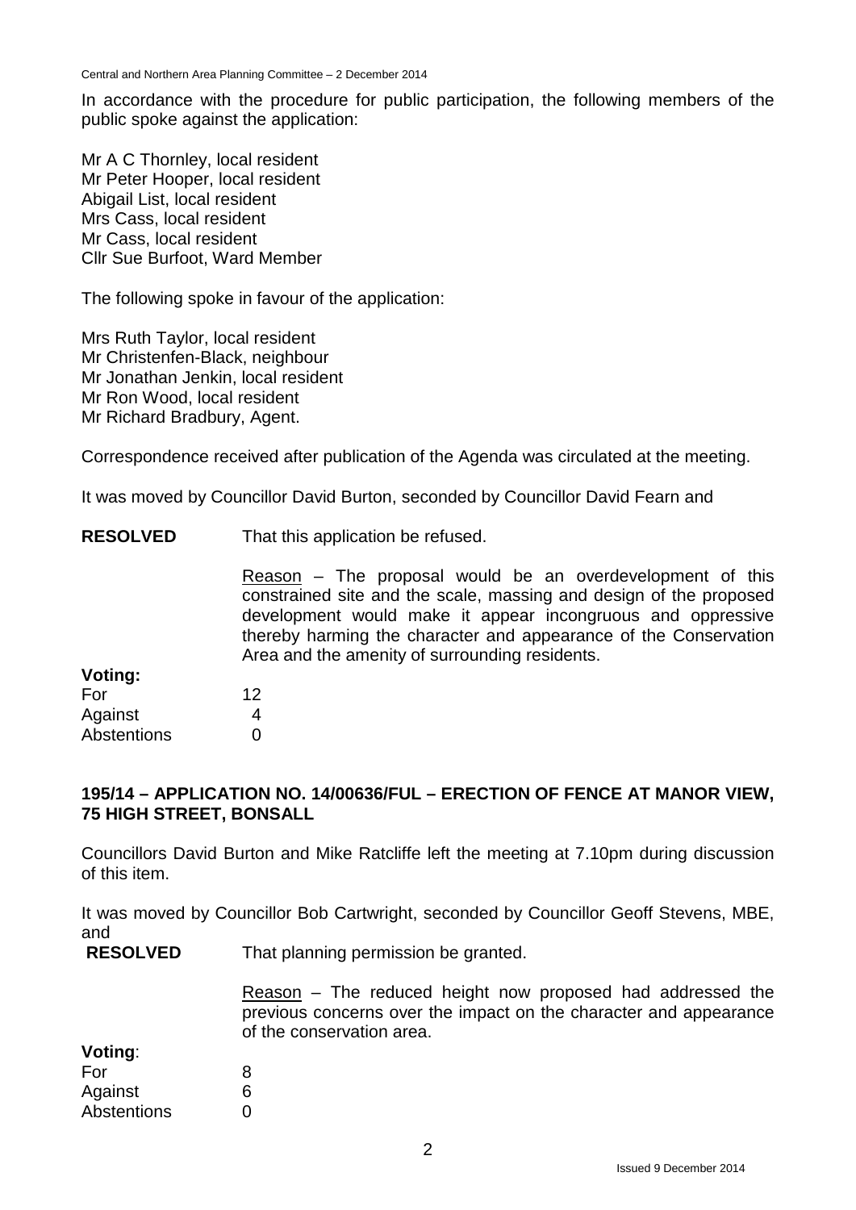In accordance with the procedure for public participation, the following members of the public spoke against the application:

Mr A C Thornley, local resident
Mr Peter Hooper, local resident
Abigail List, local resident
Mrs Cass, local resident
Mr Cass, local resident
Cllr Sue Burfoot, Ward Member

The following spoke in favour of the application:

Mrs Ruth Taylor, local resident
Mr Christenfen-Black, neighbour
Mr Jonathan Jenkin, local resident
Mr Ron Wood, local resident
Mr Richard Bradbury, Agent.

Correspondence received after publication of the Agenda was circulated at the meeting.

It was moved by Councillor David Burton, seconded by Councillor David Fearn and

**RESOLVED** That this application be refused.

Reason – The proposal would be an overdevelopment of this constrained site and the scale, massing and design of the proposed development would make it appear incongruous and oppressive thereby harming the character and appearance of the Conservation Area and the amenity of surrounding residents.

**Voting:**

| | |
|---|---|
| For | 12 |
| Against | 4 |
| Abstentions | 0 |

## 195/14 – APPLICATION NO. 14/00636/FUL – ERECTION OF FENCE AT MANOR VIEW, 75 HIGH STREET, BONSALL

Councillors David Burton and Mike Ratcliffe left the meeting at 7.10pm during discussion of this item.

It was moved by Councillor Bob Cartwright, seconded by Councillor Geoff Stevens, MBE, and

**RESOLVED** That planning permission be granted.

Reason – The reduced height now proposed had addressed the previous concerns over the impact on the character and appearance of the conservation area.

**Voting**:

| | |
|---|---|
| For | 8 |
| Against | 6 |
| Abstentions | 0 |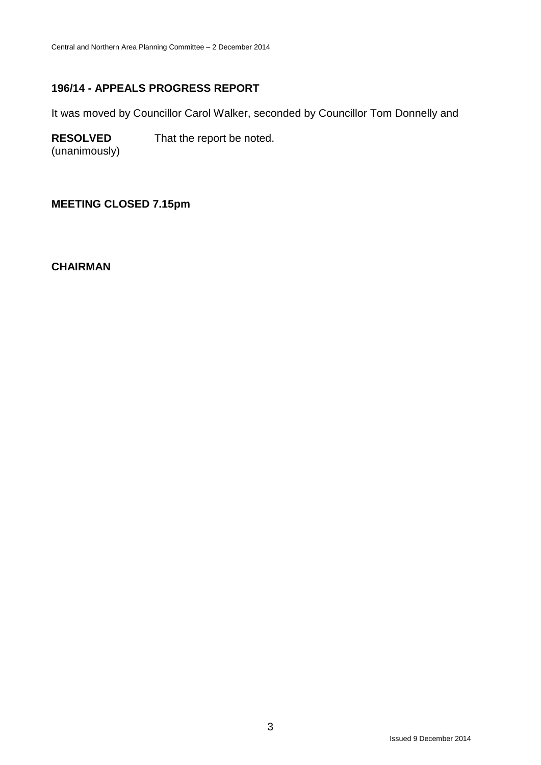**196/14 - APPEALS PROGRESS REPORT**

It was moved by Councillor Carol Walker, seconded by Councillor Tom Donnelly and

**RESOLVED** (unanimously) That the report be noted.

**MEETING CLOSED 7.15pm**

**CHAIRMAN**

Issued 9 December 2014